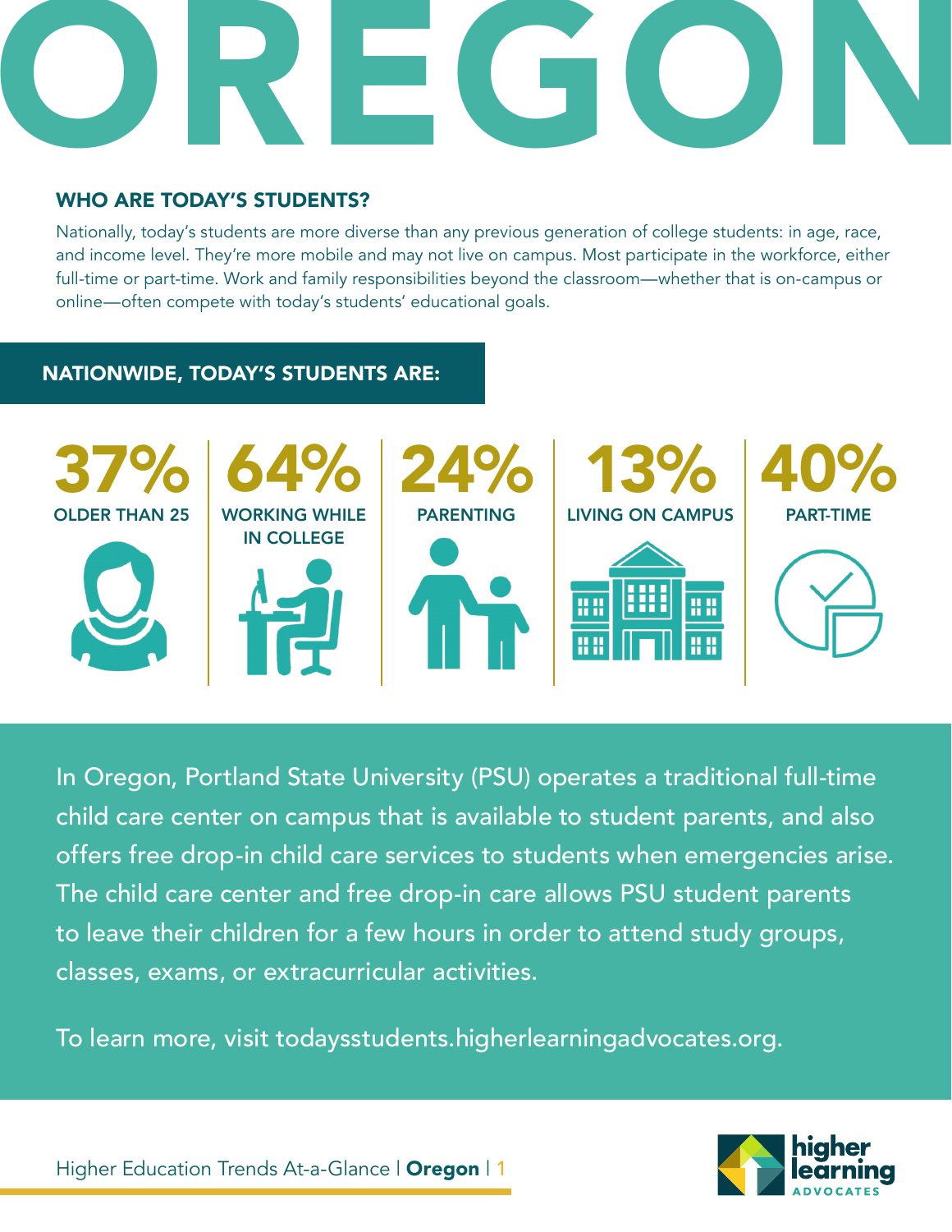# OREGON

## WHO ARE TODAY'S STUDENTS?

Nationally, today's students are more diverse than any previous generation of college students: in age, race, and income level. They're more mobile and may not live on campus. Most participate in the workforce, either full-time or part-time. Work and family responsibilities beyond the classroom—whether that is on-campus or online—often compete with today's students' educational goals.

### NATIONWIDE, TODAY'S STUDENTS ARE:

- **37%** OLDER THAN 25
- **64%** WORKING WHILE IN COLLEGE
- **24%** PARENTING
- **13%** LIVING ON CAMPUS
- **40%** PART-TIME

In Oregon, Portland State University (PSU) operates a traditional full-time child care center on campus that is available to student parents, and also offers free drop-in child care services to students when emergencies arise. The child care center and free drop-in care allows PSU student parents to leave their children for a few hours in order to attend study groups, classes, exams, or extracurricular activities.

To learn more, visit todaysstudents.higherlearningadvocates.org.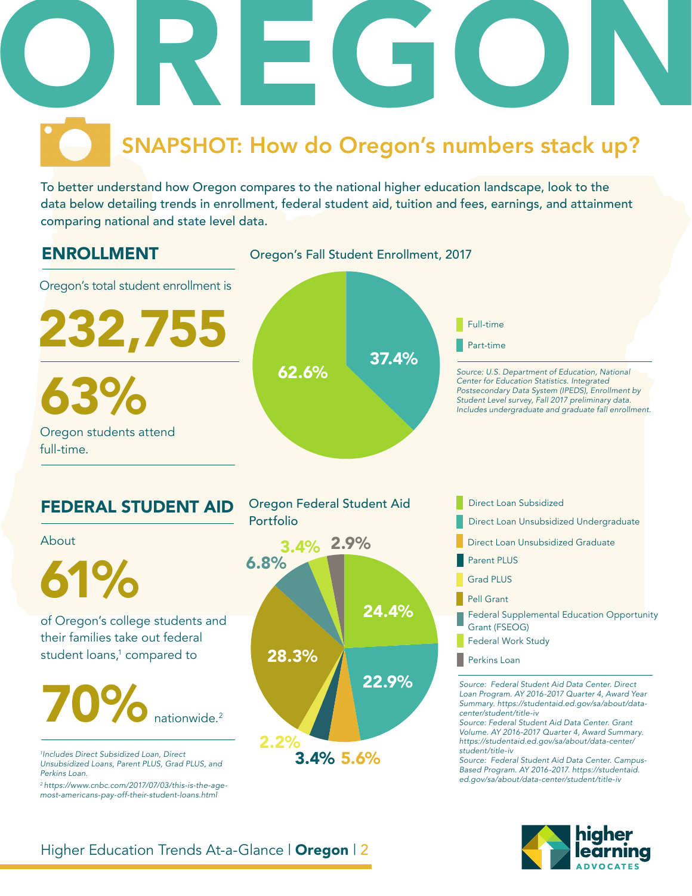# OREGON

## SNAPSHOT: How do Oregon's numbers stack up?

To better understand how Oregon compares to the national higher education landscape, look to the data below detailing trends in enrollment, federal student aid, tuition and fees, earnings, and attainment comparing national and state level data.

## ENROLLMENT

Oregon's total student enrollment is

**232,755**

**63%**

Oregon students attend full-time.

### Oregon's Fall Student Enrollment, 2017

| Enrollment Type | Percent |
|---|---|
| Full-time | 62.6% |
| Part-time | 37.4% |

*Source: U.S. Department of Education, National Center for Education Statistics. Integrated Postsecondary Data System (IPEDS), Enrollment by Student Level survey, Fall 2017 preliminary data. Includes undergraduate and graduate fall enrollment.*

## FEDERAL STUDENT AID

About

**61%**

of Oregon's college students and their families take out federal student loans,[1] compared to

**70%** nationwide.[2]

*[1]Includes Direct Subsidized Loan, Direct Unsubsidized Loans, Parent PLUS, Grad PLUS, and Perkins Loan.*

*[2] https://www.cnbc.com/2017/07/03/this-is-the-age-most-americans-pay-off-their-student-loans.html*

### Oregon Federal Student Aid Portfolio

| Aid Type | Percent |
|---|---|
| Direct Loan Subsidized | 24.4% |
| Direct Loan Unsubsidized Undergraduate | 22.9% |
| Direct Loan Unsubsidized Graduate | 5.6% |
| Parent PLUS | 3.4% |
| Grad PLUS | 2.2% |
| Pell Grant | 28.3% |
| Federal Supplemental Education Opportunity Grant (FSEOG) | 6.8% |
| Federal Work Study | 3.4% |
| Perkins Loan | 2.9% |

*Source: Federal Student Aid Data Center. Direct Loan Program. AY 2016-2017 Quarter 4, Award Year Summary. https://studentaid.ed.gov/sa/about/data-center/student/title-iv*

*Source: Federal Student Aid Data Center. Grant Volume. AY 2016-2017 Quarter 4, Award Summary. https://studentaid.ed.gov/sa/about/data-center/student/title-iv*

*Source: Federal Student Aid Data Center. Campus-Based Program. AY 2016-2017. https://studentaid.ed.gov/sa/about/data-center/student/title-iv*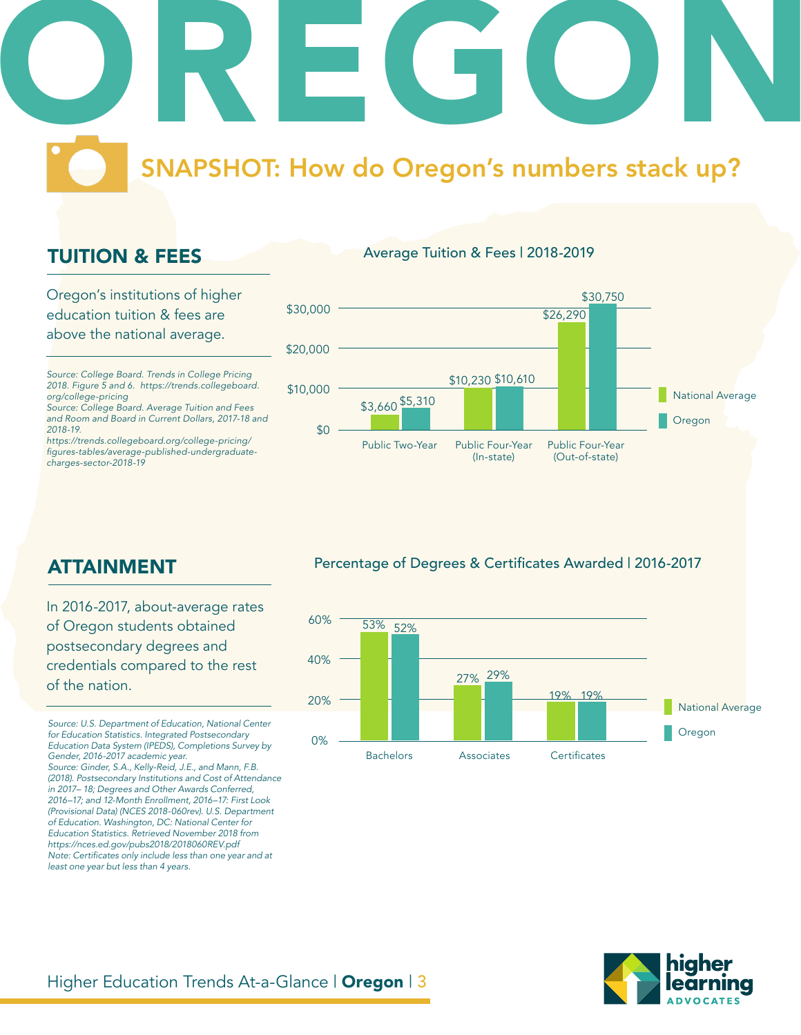# OREGON

## SNAPSHOT: How do Oregon's numbers stack up?

## TUITION & FEES

Oregon's institutions of higher education tuition & fees are above the national average.

*Source: College Board. Trends in College Pricing 2018. Figure 5 and 6. https://trends.collegeboard.org/college-pricing*
*Source: College Board. Average Tuition and Fees and Room and Board in Current Dollars, 2017-18 and 2018-19.*
*https://trends.collegeboard.org/college-pricing/figures-tables/average-published-undergraduate-charges-sector-2018-19*

### Average Tuition & Fees | 2018-2019

| | National Average | Oregon |
|---|---|---|
| Public Two-Year | $3,660 | $5,310 |
| Public Four-Year (In-state) | $10,230 | $10,610 |
| Public Four-Year (Out-of-state) | $26,290 | $30,750 |

## ATTAINMENT

In 2016-2017, about-average rates of Oregon students obtained postsecondary degrees and credentials compared to the rest of the nation.

*Source: U.S. Department of Education, National Center for Education Statistics. Integrated Postsecondary Education Data System (IPEDS), Completions Survey by Gender, 2016-2017 academic year.*
*Source: Ginder, S.A., Kelly-Reid, J.E., and Mann, F.B. (2018). Postsecondary Institutions and Cost of Attendance in 2017– 18; Degrees and Other Awards Conferred, 2016–17; and 12-Month Enrollment, 2016–17: First Look (Provisional Data) (NCES 2018-060rev). U.S. Department of Education. Washington, DC: National Center for Education Statistics. Retrieved November 2018 from https://nces.ed.gov/pubs2018/2018060REV.pdf*
*Note: Certificates only include less than one year and at least one year but less than 4 years.*

### Percentage of Degrees & Certificates Awarded | 2016-2017

| | National Average | Oregon |
|---|---|---|
| Bachelors | 53% | 52% |
| Associates | 27% | 29% |
| Certificates | 19% | 19% |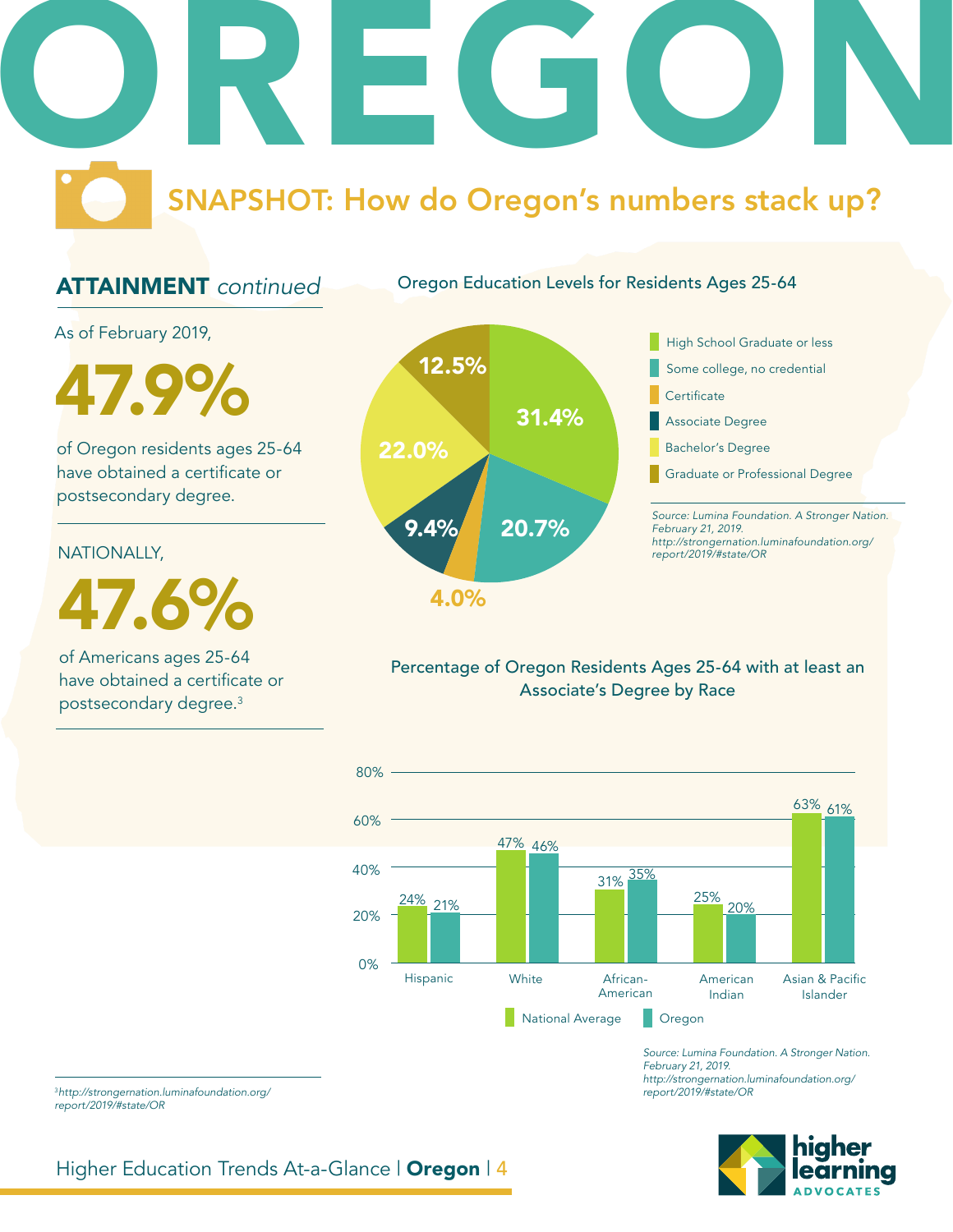# OREGON

## SNAPSHOT: How do Oregon's numbers stack up?

### ATTAINMENT *continued*

As of February 2019,

**47.9%**

of Oregon residents ages 25-64 have obtained a certificate or postsecondary degree.

NATIONALLY,

**47.6%**

of Americans ages 25-64 have obtained a certificate or postsecondary degree.[3]

#### Oregon Education Levels for Residents Ages 25-64

| Education Level | Percentage |
|---|---|
| High School Graduate or less | 31.4% |
| Some college, no credential | 20.7% |
| Certificate | 4.0% |
| Associate Degree | 9.4% |
| Bachelor's Degree | 22.0% |
| Graduate or Professional Degree | 12.5% |

*Source: Lumina Foundation. A Stronger Nation. February 21, 2019. http://strongernation.luminafoundation.org/report/2019/#state/OR*

#### Percentage of Oregon Residents Ages 25-64 with at least an Associate's Degree by Race

| Race | National Average | Oregon |
|---|---|---|
| Hispanic | 24% | 21% |
| White | 47% | 46% |
| African-American | 31% | 35% |
| American Indian | 25% | 20% |
| Asian & Pacific Islander | 63% | 61% |

*Source: Lumina Foundation. A Stronger Nation. February 21, 2019. http://strongernation.luminafoundation.org/report/2019/#state/OR*

[3] *http://strongernation.luminafoundation.org/report/2019/#state/OR*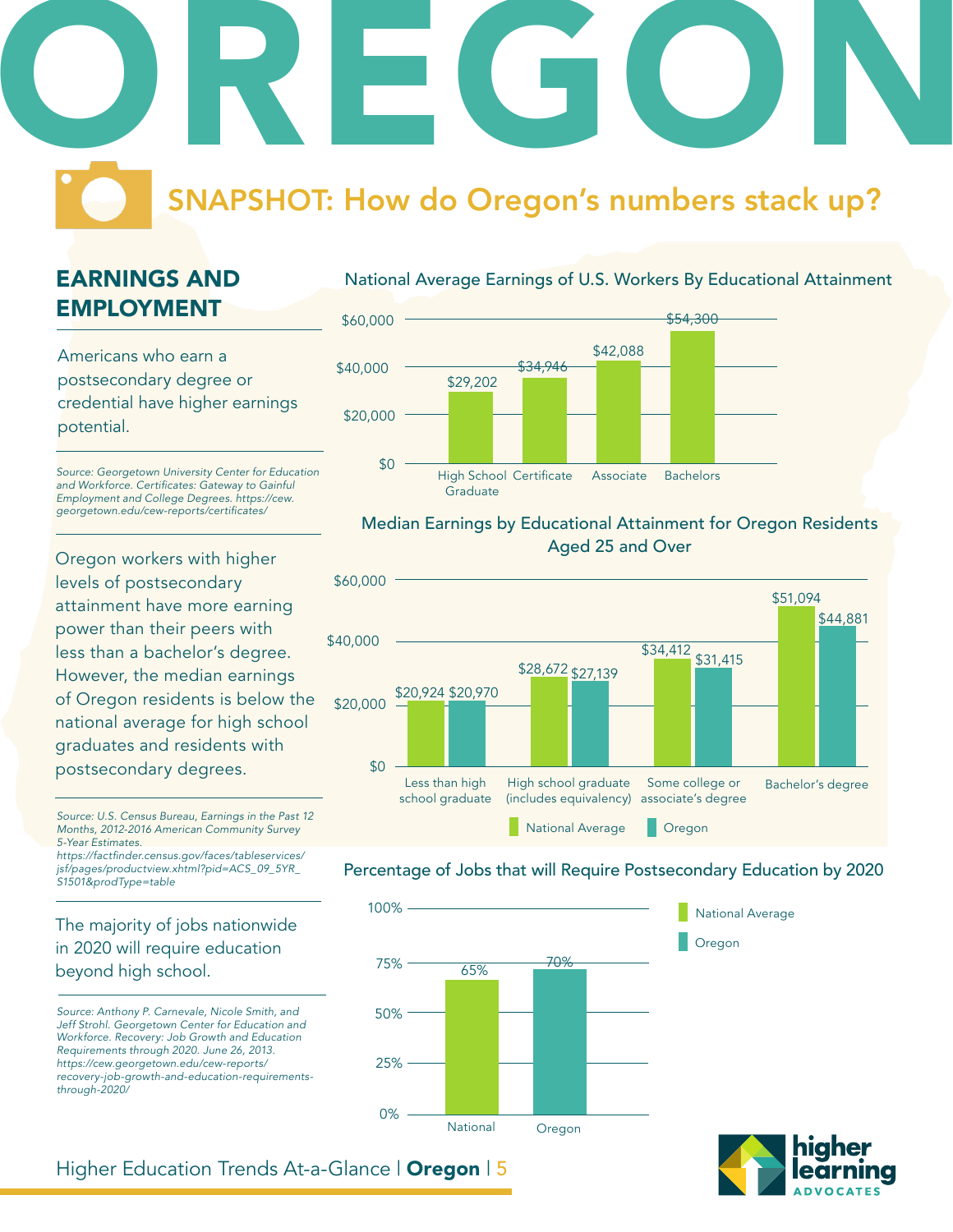# OREGON

## SNAPSHOT: How do Oregon's numbers stack up?

### EARNINGS AND EMPLOYMENT

Americans who earn a postsecondary degree or credential have higher earnings potential.

*Source: Georgetown University Center for Education and Workforce. Certificates: Gateway to Gainful Employment and College Degrees. https://cew.georgetown.edu/cew-reports/certificates/*

**National Average Earnings of U.S. Workers By Educational Attainment**

| Educational Attainment | Earnings |
|---|---|
| High School Graduate | $29,202 |
| Certificate | $34,946 |
| Associate | $42,088 |
| Bachelors | $54,300 |

Oregon workers with higher levels of postsecondary attainment have more earning power than their peers with less than a bachelor's degree. However, the median earnings of Oregon residents is below the national average for high school graduates and residents with postsecondary degrees.

*Source: U.S. Census Bureau, Earnings in the Past 12 Months, 2012-2016 American Community Survey 5-Year Estimates. https://factfinder.census.gov/faces/tableservices/jsf/pages/productview.xhtml?pid=ACS_09_5YR_S1501&prodType=table*

**Median Earnings by Educational Attainment for Oregon Residents Aged 25 and Over**

| Educational Attainment | National Average | Oregon |
|---|---|---|
| Less than high school graduate | $20,924 | $20,970 |
| High school graduate (includes equivalency) | $28,672 | $27,139 |
| Some college or associate's degree | $34,412 | $31,415 |
| Bachelor's degree | $51,094 | $44,881 |

The majority of jobs nationwide in 2020 will require education beyond high school.

*Source: Anthony P. Carnevale, Nicole Smith, and Jeff Strohl. Georgetown Center for Education and Workforce. Recovery: Job Growth and Education Requirements through 2020. June 26, 2013. https://cew.georgetown.edu/cew-reports/recovery-job-growth-and-education-requirements-through-2020/*

**Percentage of Jobs that will Require Postsecondary Education by 2020**

| | Percentage |
|---|---|
| National | 65% |
| Oregon | 70% |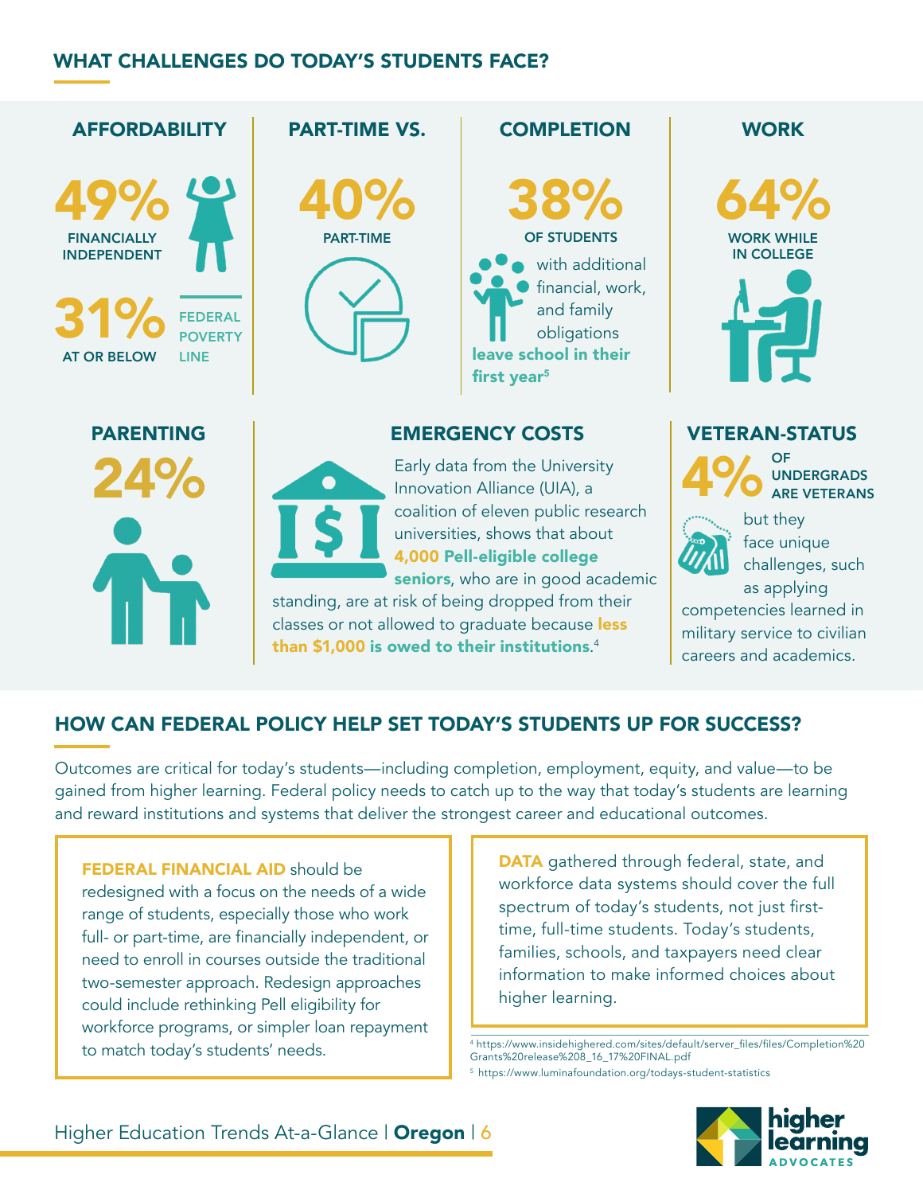## WHAT CHALLENGES DO TODAY'S STUDENTS FACE?

### AFFORDABILITY

**49%** FINANCIALLY INDEPENDENT

**31%** AT OR BELOW FEDERAL POVERTY LINE

### PART-TIME VS.

**40%** PART-TIME

### COMPLETION

**38%** OF STUDENTS with additional financial, work, and family obligations **leave school in their first year**[5]

### WORK

**64%** WORK WHILE IN COLLEGE

### PARENTING

**24%**

### EMERGENCY COSTS

Early data from the University Innovation Alliance (UIA), a coalition of eleven public research universities, shows that about **4,000 Pell-eligible college seniors**, who are in good academic standing, are at risk of being dropped from their classes or not allowed to graduate because **less than $1,000 is owed to their institutions.**[4]

### VETERAN-STATUS

**4%** OF UNDERGRADS ARE VETERANS but they face unique challenges, such as applying competencies learned in military service to civilian careers and academics.

## HOW CAN FEDERAL POLICY HELP SET TODAY'S STUDENTS UP FOR SUCCESS?

Outcomes are critical for today's students—including completion, employment, equity, and value—to be gained from higher learning. Federal policy needs to catch up to the way that today's students are learning and reward institutions and systems that deliver the strongest career and educational outcomes.

**FEDERAL FINANCIAL AID** should be redesigned with a focus on the needs of a wide range of students, especially those who work full- or part-time, are financially independent, or need to enroll in courses outside the traditional two-semester approach. Redesign approaches could include rethinking Pell eligibility for workforce programs, or simpler loan repayment to match today's students' needs.

**DATA** gathered through federal, state, and workforce data systems should cover the full spectrum of today's students, not just first-time, full-time students. Today's students, families, schools, and taxpayers need clear information to make informed choices about higher learning.

[4] https://www.insidehighered.com/sites/default/server_files/files/Completion%20Grants%20release%208_16_17%20FINAL.pdf

[5] https://www.luminafoundation.org/todays-student-statistics